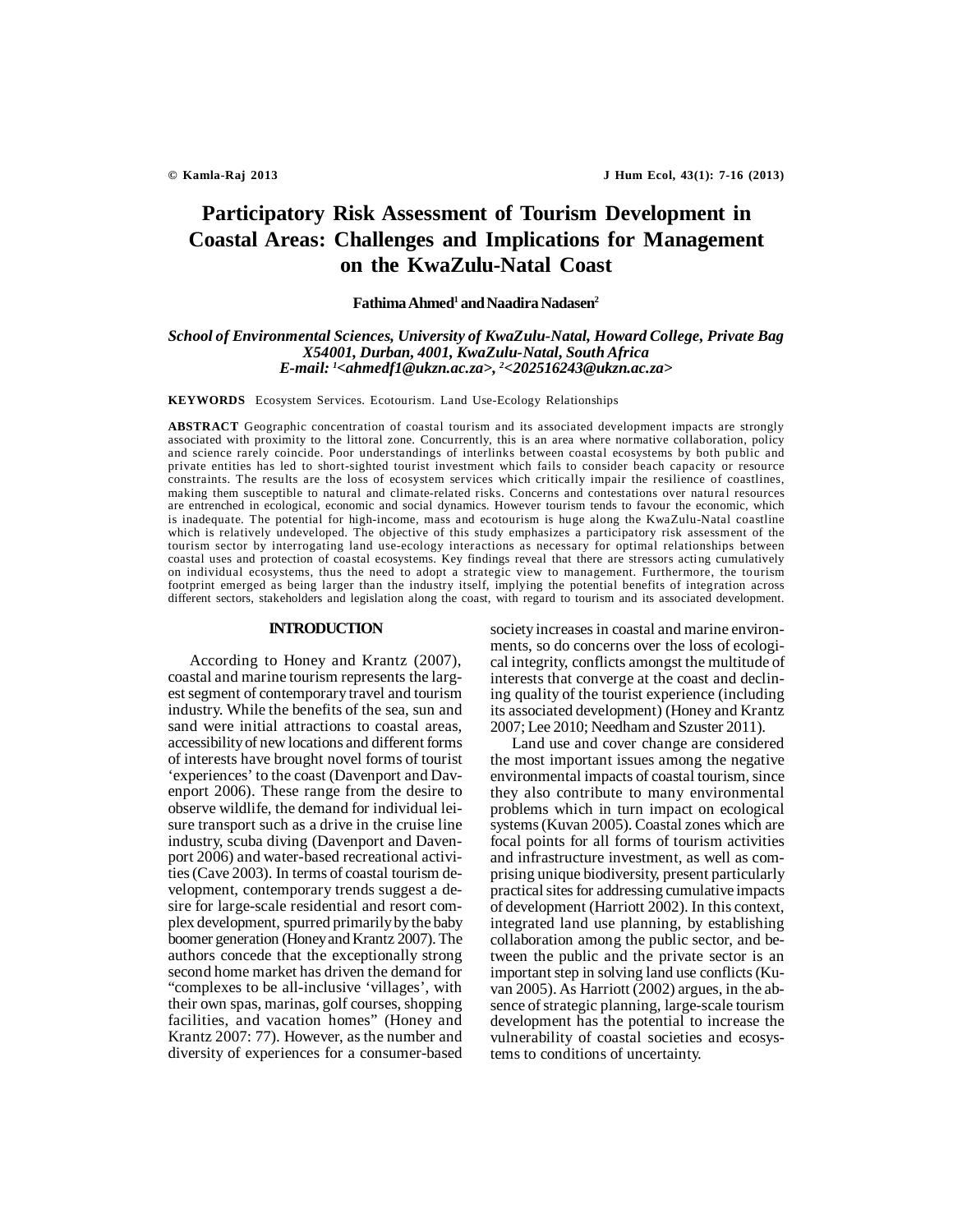# Participatory Risk Assessment of Tourism Development in Coastal Areas: Challenges and Implications for Management on the KwaZulu-Natal Coast

**Fathima Ahmed[1] and Naadira Nadasen[2]**

*School of Environmental Sciences, University of KwaZulu-Natal, Howard College, Private Bag X54001, Durban, 4001, KwaZulu-Natal, South Africa*
*E-mail: [1]<ahmedf1@ukzn.ac.za>, [2]<202516243@ukzn.ac.za>*

**KEYWORDS** Ecosystem Services. Ecotourism. Land Use-Ecology Relationships

**ABSTRACT** Geographic concentration of coastal tourism and its associated development impacts are strongly associated with proximity to the littoral zone. Concurrently, this is an area where normative collaboration, policy and science rarely coincide. Poor understandings of interlinks between coastal ecosystems by both public and private entities has led to short-sighted tourist investment which fails to consider beach capacity or resource constraints. The results are the loss of ecosystem services which critically impair the resilience of coastlines, making them susceptible to natural and climate-related risks. Concerns and contestations over natural resources are entrenched in ecological, economic and social dynamics. However tourism tends to favour the economic, which is inadequate. The potential for high-income, mass and ecotourism is huge along the KwaZulu-Natal coastline which is relatively undeveloped. The objective of this study emphasizes a participatory risk assessment of the tourism sector by interrogating land use-ecology interactions as necessary for optimal relationships between coastal uses and protection of coastal ecosystems. Key findings reveal that there are stressors acting cumulatively on individual ecosystems, thus the need to adopt a strategic view to management. Furthermore, the tourism footprint emerged as being larger than the industry itself, implying the potential benefits of integration across different sectors, stakeholders and legislation along the coast, with regard to tourism and its associated development.

## INTRODUCTION

According to Honey and Krantz (2007), coastal and marine tourism represents the largest segment of contemporary travel and tourism industry. While the benefits of the sea, sun and sand were initial attractions to coastal areas, accessibility of new locations and different forms of interests have brought novel forms of tourist 'experiences' to the coast (Davenport and Davenport 2006). These range from the desire to observe wildlife, the demand for individual leisure transport such as a drive in the cruise line industry, scuba diving (Davenport and Davenport 2006) and water-based recreational activities (Cave 2003). In terms of coastal tourism development, contemporary trends suggest a desire for large-scale residential and resort complex development, spurred primarily by the baby boomer generation (Honey and Krantz 2007). The authors concede that the exceptionally strong second home market has driven the demand for "complexes to be all-inclusive 'villages', with their own spas, marinas, golf courses, shopping facilities, and vacation homes" (Honey and Krantz 2007: 77). However, as the number and diversity of experiences for a consumer-based society increases in coastal and marine environments, so do concerns over the loss of ecological integrity, conflicts amongst the multitude of interests that converge at the coast and declining quality of the tourist experience (including its associated development) (Honey and Krantz 2007; Lee 2010; Needham and Szuster 2011).

Land use and cover change are considered the most important issues among the negative environmental impacts of coastal tourism, since they also contribute to many environmental problems which in turn impact on ecological systems (Kuvan 2005). Coastal zones which are focal points for all forms of tourism activities and infrastructure investment, as well as comprising unique biodiversity, present particularly practical sites for addressing cumulative impacts of development (Harriott 2002). In this context, integrated land use planning, by establishing collaboration among the public sector, and between the public and the private sector is an important step in solving land use conflicts (Kuvan 2005). As Harriott (2002) argues, in the absence of strategic planning, large-scale tourism development has the potential to increase the vulnerability of coastal societies and ecosystems to conditions of uncertainty.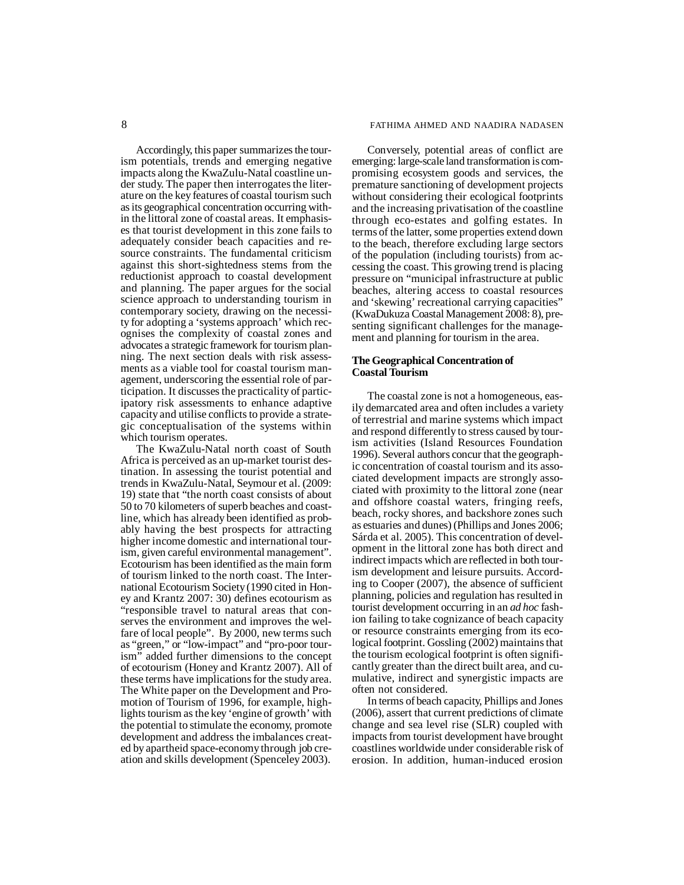Accordingly, this paper summarizes the tourism potentials, trends and emerging negative impacts along the KwaZulu-Natal coastline under study. The paper then interrogates the literature on the key features of coastal tourism such as its geographical concentration occurring within the littoral zone of coastal areas. It emphasises that tourist development in this zone fails to adequately consider beach capacities and resource constraints. The fundamental criticism against this short-sightedness stems from the reductionist approach to coastal development and planning. The paper argues for the social science approach to understanding tourism in contemporary society, drawing on the necessity for adopting a 'systems approach' which recognises the complexity of coastal zones and advocates a strategic framework for tourism planning. The next section deals with risk assessments as a viable tool for coastal tourism management, underscoring the essential role of participation. It discusses the practicality of participatory risk assessments to enhance adaptive capacity and utilise conflicts to provide a strategic conceptualisation of the systems within which tourism operates.

The KwaZulu-Natal north coast of South Africa is perceived as an up-market tourist destination. In assessing the tourist potential and trends in KwaZulu-Natal, Seymour et al. (2009: 19) state that "the north coast consists of about 50 to 70 kilometers of superb beaches and coastline, which has already been identified as probably having the best prospects for attracting higher income domestic and international tourism, given careful environmental management". Ecotourism has been identified as the main form of tourism linked to the north coast. The International Ecotourism Society (1990 cited in Honey and Krantz 2007: 30) defines ecotourism as "responsible travel to natural areas that conserves the environment and improves the welfare of local people". By 2000, new terms such as "green," or "low-impact" and "pro-poor tourism" added further dimensions to the concept of ecotourism (Honey and Krantz 2007). All of these terms have implications for the study area. The White paper on the Development and Promotion of Tourism of 1996, for example, highlights tourism as the key 'engine of growth' with the potential to stimulate the economy, promote development and address the imbalances created by apartheid space-economy through job creation and skills development (Spenceley 2003).

Conversely, potential areas of conflict are emerging: large-scale land transformation is compromising ecosystem goods and services, the premature sanctioning of development projects without considering their ecological footprints and the increasing privatisation of the coastline through eco-estates and golfing estates. In terms of the latter, some properties extend down to the beach, therefore excluding large sectors of the population (including tourists) from accessing the coast. This growing trend is placing pressure on "municipal infrastructure at public beaches, altering access to coastal resources and 'skewing' recreational carrying capacities" (KwaDukuza Coastal Management 2008: 8), presenting significant challenges for the management and planning for tourism in the area.

## The Geographical Concentration of Coastal Tourism

The coastal zone is not a homogeneous, easily demarcated area and often includes a variety of terrestrial and marine systems which impact and respond differently to stress caused by tourism activities (Island Resources Foundation 1996). Several authors concur that the geographic concentration of coastal tourism and its associated development impacts are strongly associated with proximity to the littoral zone (near and offshore coastal waters, fringing reefs, beach, rocky shores, and backshore zones such as estuaries and dunes) (Phillips and Jones 2006; Sárda et al. 2005). This concentration of development in the littoral zone has both direct and indirect impacts which are reflected in both tourism development and leisure pursuits. According to Cooper (2007), the absence of sufficient planning, policies and regulation has resulted in tourist development occurring in an *ad hoc* fashion failing to take cognizance of beach capacity or resource constraints emerging from its ecological footprint. Gossling (2002) maintains that the tourism ecological footprint is often significantly greater than the direct built area, and cumulative, indirect and synergistic impacts are often not considered.

In terms of beach capacity, Phillips and Jones (2006), assert that current predictions of climate change and sea level rise (SLR) coupled with impacts from tourist development have brought coastlines worldwide under considerable risk of erosion. In addition, human-induced erosion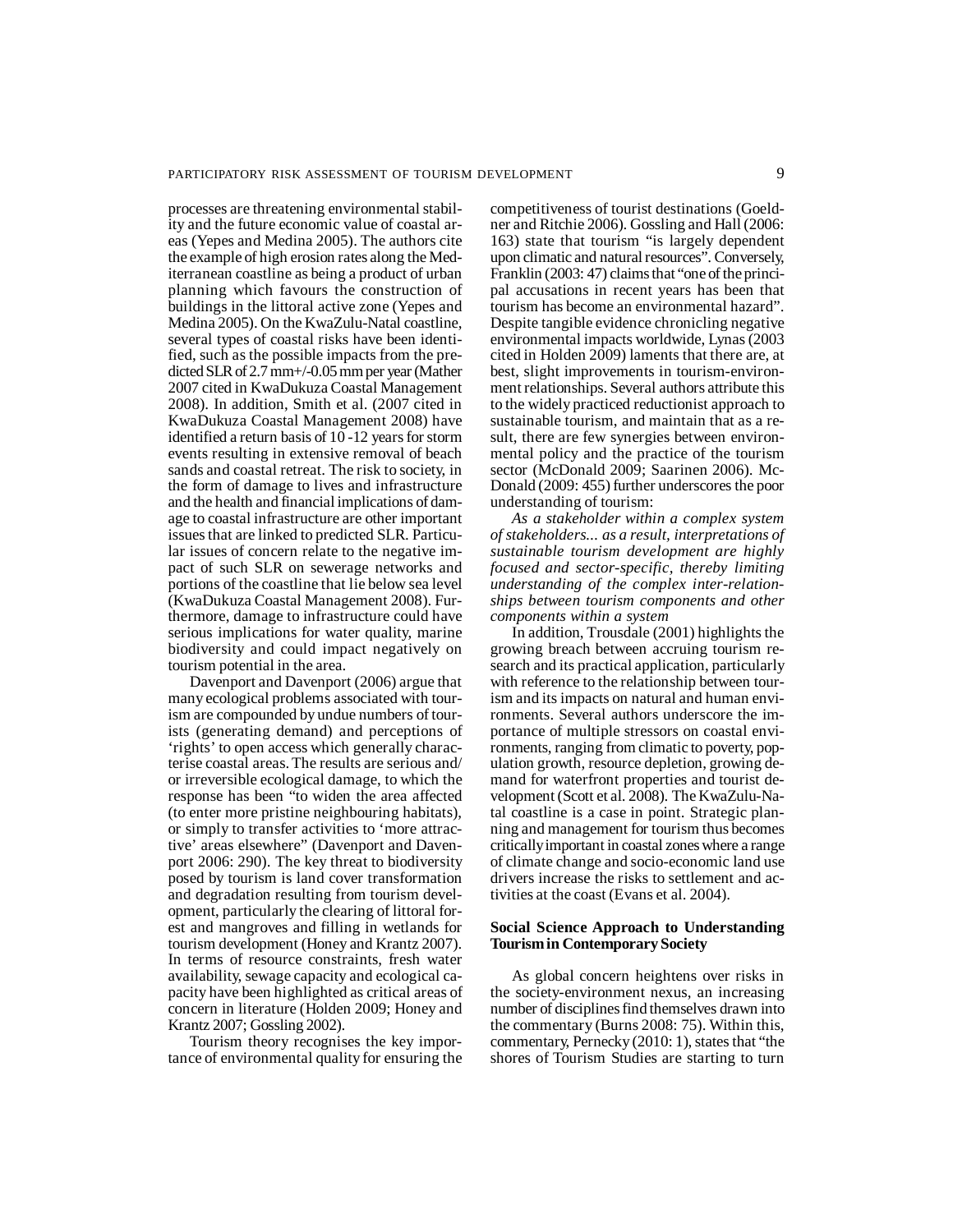processes are threatening environmental stability and the future economic value of coastal areas (Yepes and Medina 2005). The authors cite the example of high erosion rates along the Mediterranean coastline as being a product of urban planning which favours the construction of buildings in the littoral active zone (Yepes and Medina 2005). On the KwaZulu-Natal coastline, several types of coastal risks have been identified, such as the possible impacts from the predicted SLR of 2.7 mm+/-0.05 mm per year (Mather 2007 cited in KwaDukuza Coastal Management 2008). In addition, Smith et al. (2007 cited in KwaDukuza Coastal Management 2008) have identified a return basis of 10 -12 years for storm events resulting in extensive removal of beach sands and coastal retreat. The risk to society, in the form of damage to lives and infrastructure and the health and financial implications of damage to coastal infrastructure are other important issues that are linked to predicted SLR. Particular issues of concern relate to the negative impact of such SLR on sewerage networks and portions of the coastline that lie below sea level (KwaDukuza Coastal Management 2008). Furthermore, damage to infrastructure could have serious implications for water quality, marine biodiversity and could impact negatively on tourism potential in the area.

Davenport and Davenport (2006) argue that many ecological problems associated with tourism are compounded by undue numbers of tourists (generating demand) and perceptions of 'rights' to open access which generally characterise coastal areas. The results are serious and/or irreversible ecological damage, to which the response has been "to widen the area affected (to enter more pristine neighbouring habitats), or simply to transfer activities to 'more attractive' areas elsewhere" (Davenport and Davenport 2006: 290). The key threat to biodiversity posed by tourism is land cover transformation and degradation resulting from tourism development, particularly the clearing of littoral forest and mangroves and filling in wetlands for tourism development (Honey and Krantz 2007). In terms of resource constraints, fresh water availability, sewage capacity and ecological capacity have been highlighted as critical areas of concern in literature (Holden 2009; Honey and Krantz 2007; Gossling 2002).

Tourism theory recognises the key importance of environmental quality for ensuring the competitiveness of tourist destinations (Goeldner and Ritchie 2006). Gossling and Hall (2006: 163) state that tourism "is largely dependent upon climatic and natural resources". Conversely, Franklin (2003: 47) claims that "one of the principal accusations in recent years has been that tourism has become an environmental hazard". Despite tangible evidence chronicling negative environmental impacts worldwide, Lynas (2003 cited in Holden 2009) laments that there are, at best, slight improvements in tourism-environment relationships. Several authors attribute this to the widely practiced reductionist approach to sustainable tourism, and maintain that as a result, there are few synergies between environmental policy and the practice of the tourism sector (McDonald 2009; Saarinen 2006). McDonald (2009: 455) further underscores the poor understanding of tourism:

*As a stakeholder within a complex system of stakeholders... as a result, interpretations of sustainable tourism development are highly focused and sector-specific, thereby limiting understanding of the complex inter-relationships between tourism components and other components within a system*

In addition, Trousdale (2001) highlights the growing breach between accruing tourism research and its practical application, particularly with reference to the relationship between tourism and its impacts on natural and human environments. Several authors underscore the importance of multiple stressors on coastal environments, ranging from climatic to poverty, population growth, resource depletion, growing demand for waterfront properties and tourist development (Scott et al. 2008). The KwaZulu-Natal coastline is a case in point. Strategic planning and management for tourism thus becomes critically important in coastal zones where a range of climate change and socio-economic land use drivers increase the risks to settlement and activities at the coast (Evans et al. 2004).

## Social Science Approach to Understanding Tourism in Contemporary Society

As global concern heightens over risks in the society-environment nexus, an increasing number of disciplines find themselves drawn into the commentary (Burns 2008: 75). Within this, commentary, Pernecky (2010: 1), states that "the shores of Tourism Studies are starting to turn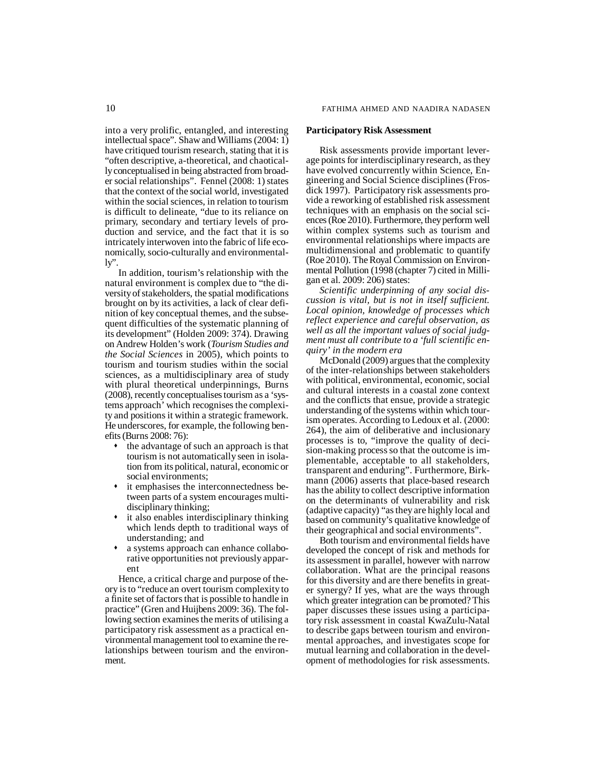into a very prolific, entangled, and interesting intellectual space". Shaw and Williams (2004: 1) have critiqued tourism research, stating that it is "often descriptive, a-theoretical, and chaotically conceptualised in being abstracted from broader social relationships". Fennel (2008: 1) states that the context of the social world, investigated within the social sciences, in relation to tourism is difficult to delineate, "due to its reliance on primary, secondary and tertiary levels of production and service, and the fact that it is so intricately interwoven into the fabric of life economically, socio-culturally and environmentally".

In addition, tourism's relationship with the natural environment is complex due to "the diversity of stakeholders, the spatial modifications brought on by its activities, a lack of clear definition of key conceptual themes, and the subsequent difficulties of the systematic planning of its development" (Holden 2009: 374). Drawing on Andrew Holden's work (*Tourism Studies and the Social Sciences* in 2005), which points to tourism and tourism studies within the social sciences, as a multidisciplinary area of study with plural theoretical underpinnings, Burns (2008), recently conceptualises tourism as a 'systems approach' which recognises the complexity and positions it within a strategic framework. He underscores, for example, the following benefits (Burns 2008: 76):

- the advantage of such an approach is that tourism is not automatically seen in isolation from its political, natural, economic or social environments;
- it emphasises the interconnectedness between parts of a system encourages multidisciplinary thinking;
- it also enables interdisciplinary thinking which lends depth to traditional ways of understanding; and
- a systems approach can enhance collaborative opportunities not previously apparent

Hence, a critical charge and purpose of theory is to "reduce an overt tourism complexity to a finite set of factors that is possible to handle in practice" (Gren and Huijbens 2009: 36). The following section examines the merits of utilising a participatory risk assessment as a practical environmental management tool to examine the relationships between tourism and the environment.

**Participatory Risk Assessment**

Risk assessments provide important leverage points for interdisciplinary research, as they have evolved concurrently within Science, Engineering and Social Science disciplines (Frosdick 1997). Participatory risk assessments provide a reworking of established risk assessment techniques with an emphasis on the social sciences (Roe 2010). Furthermore, they perform well within complex systems such as tourism and environmental relationships where impacts are multidimensional and problematic to quantify (Roe 2010). The Royal Commission on Environmental Pollution (1998 (chapter 7) cited in Milligan et al. 2009: 206) states:

*Scientific underpinning of any social discussion is vital, but is not in itself sufficient. Local opinion, knowledge of processes which reflect experience and careful observation, as well as all the important values of social judgment must all contribute to a 'full scientific enquiry' in the modern era*

McDonald (2009) argues that the complexity of the inter-relationships between stakeholders with political, environmental, economic, social and cultural interests in a coastal zone context and the conflicts that ensue, provide a strategic understanding of the systems within which tourism operates. According to Ledoux et al. (2000: 264), the aim of deliberative and inclusionary processes is to, "improve the quality of decision-making process so that the outcome is implementable, acceptable to all stakeholders, transparent and enduring". Furthermore, Birkmann (2006) asserts that place-based research has the ability to collect descriptive information on the determinants of vulnerability and risk (adaptive capacity) "as they are highly local and based on community's qualitative knowledge of their geographical and social environments".

Both tourism and environmental fields have developed the concept of risk and methods for its assessment in parallel, however with narrow collaboration. What are the principal reasons for this diversity and are there benefits in greater synergy? If yes, what are the ways through which greater integration can be promoted? This paper discusses these issues using a participatory risk assessment in coastal KwaZulu-Natal to describe gaps between tourism and environmental approaches, and investigates scope for mutual learning and collaboration in the development of methodologies for risk assessments.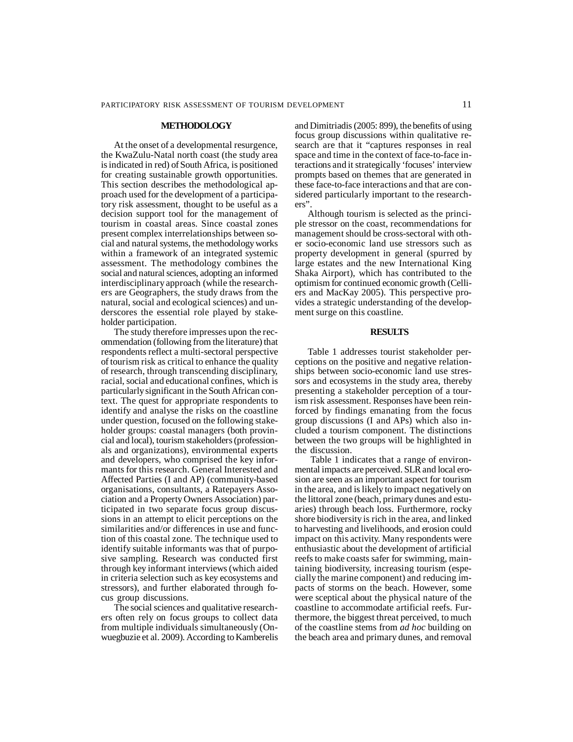## METHODOLOGY

At the onset of a developmental resurgence, the KwaZulu-Natal north coast (the study area is indicated in red) of South Africa, is positioned for creating sustainable growth opportunities. This section describes the methodological approach used for the development of a participatory risk assessment, thought to be useful as a decision support tool for the management of tourism in coastal areas. Since coastal zones present complex interrelationships between social and natural systems, the methodology works within a framework of an integrated systemic assessment. The methodology combines the social and natural sciences, adopting an informed interdisciplinary approach (while the researchers are Geographers, the study draws from the natural, social and ecological sciences) and underscores the essential role played by stakeholder participation.

The study therefore impresses upon the recommendation (following from the literature) that respondents reflect a multi-sectoral perspective of tourism risk as critical to enhance the quality of research, through transcending disciplinary, racial, social and educational confines, which is particularly significant in the South African context. The quest for appropriate respondents to identify and analyse the risks on the coastline under question, focused on the following stakeholder groups: coastal managers (both provincial and local), tourism stakeholders (professionals and organizations), environmental experts and developers, who comprised the key informants for this research. General Interested and Affected Parties (I and AP) (community-based organisations, consultants, a Ratepayers Association and a Property Owners Association) participated in two separate focus group discussions in an attempt to elicit perceptions on the similarities and/or differences in use and function of this coastal zone. The technique used to identify suitable informants was that of purposive sampling. Research was conducted first through key informant interviews (which aided in criteria selection such as key ecosystems and stressors), and further elaborated through focus group discussions.

The social sciences and qualitative researchers often rely on focus groups to collect data from multiple individuals simultaneously (Onwuegbuzie et al. 2009). According to Kamberelis and Dimitriadis (2005: 899), the benefits of using focus group discussions within qualitative research are that it "captures responses in real space and time in the context of face-to-face interactions and it strategically 'focuses' interview prompts based on themes that are generated in these face-to-face interactions and that are considered particularly important to the researchers".

Although tourism is selected as the principle stressor on the coast, recommendations for management should be cross-sectoral with other socio-economic land use stressors such as property development in general (spurred by large estates and the new International King Shaka Airport), which has contributed to the optimism for continued economic growth (Celliers and MacKay 2005). This perspective provides a strategic understanding of the development surge on this coastline.

## RESULTS

Table 1 addresses tourist stakeholder perceptions on the positive and negative relationships between socio-economic land use stressors and ecosystems in the study area, thereby presenting a stakeholder perception of a tourism risk assessment. Responses have been reinforced by findings emanating from the focus group discussions (I and APs) which also included a tourism component. The distinctions between the two groups will be highlighted in the discussion.

Table 1 indicates that a range of environmental impacts are perceived. SLR and local erosion are seen as an important aspect for tourism in the area, and is likely to impact negatively on the littoral zone (beach, primary dunes and estuaries) through beach loss. Furthermore, rocky shore biodiversity is rich in the area, and linked to harvesting and livelihoods, and erosion could impact on this activity. Many respondents were enthusiastic about the development of artificial reefs to make coasts safer for swimming, maintaining biodiversity, increasing tourism (especially the marine component) and reducing impacts of storms on the beach. However, some were sceptical about the physical nature of the coastline to accommodate artificial reefs. Furthermore, the biggest threat perceived, to much of the coastline stems from *ad hoc* building on the beach area and primary dunes, and removal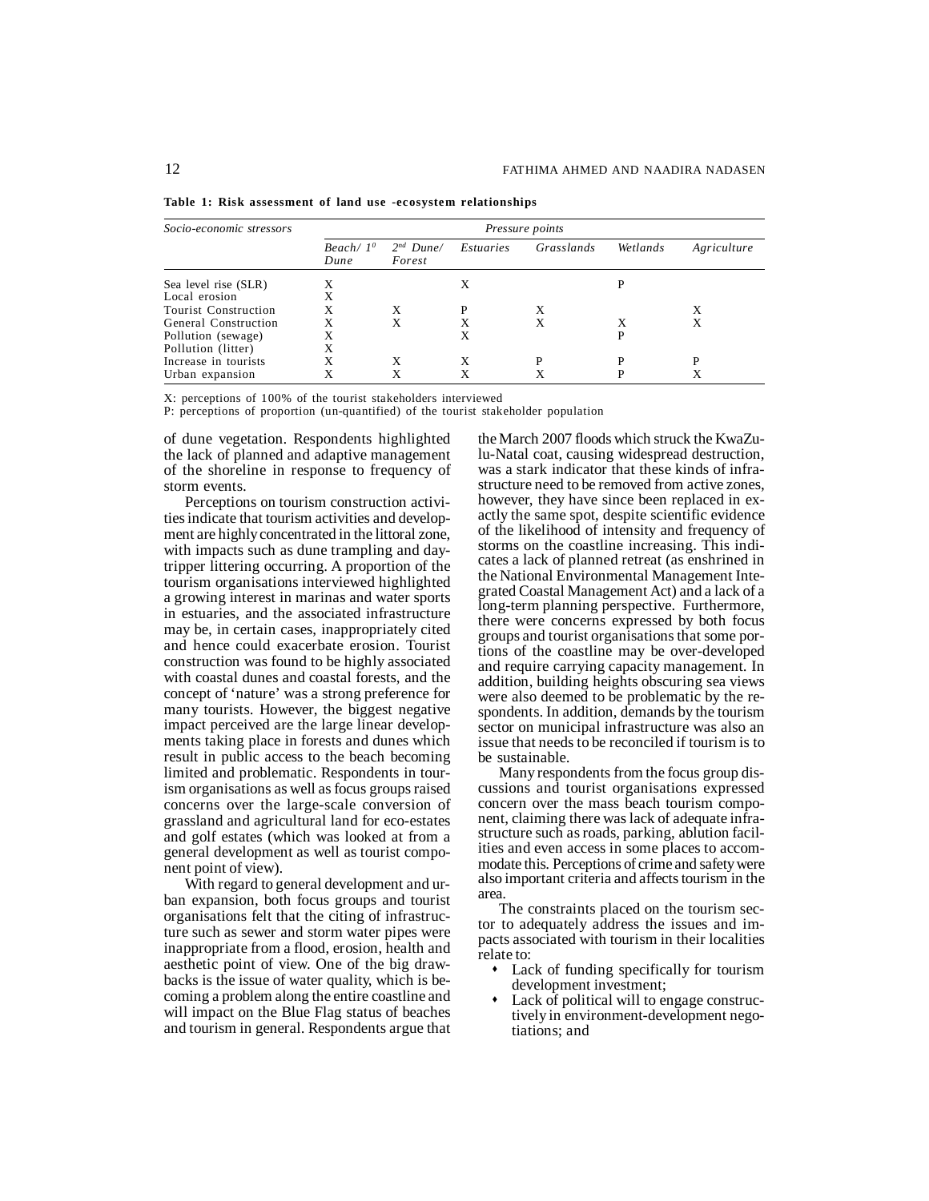**Table 1: Risk assessment of land use -ecosystem relationships**

| *Socio-economic stressors* | *Pressure points* | | | | | |
|---|---|---|---|---|---|---|
| | *Beach/ $1^0$ Dune* | *$2^{nd}$ Dune/ Forest* | *Estuaries* | *Grasslands* | *Wetlands* | *Agriculture* |
| Sea level rise (SLR) | X | | X | | P | |
| Local erosion | X | | | | | |
| Tourist Construction | X | X | P | X | | X |
| General Construction | X | X | X | X | X | X |
| Pollution (sewage) | X | | X | | P | |
| Pollution (litter) | X | | | | | |
| Increase in tourists | X | X | X | P | P | P |
| Urban expansion | X | X | X | X | P | X |

X: perceptions of 100% of the tourist stakeholders interviewed
P: perceptions of proportion (un-quantified) of the tourist stakeholder population

of dune vegetation. Respondents highlighted the lack of planned and adaptive management of the shoreline in response to frequency of storm events.

Perceptions on tourism construction activities indicate that tourism activities and development are highly concentrated in the littoral zone, with impacts such as dune trampling and day-tripper littering occurring. A proportion of the tourism organisations interviewed highlighted a growing interest in marinas and water sports in estuaries, and the associated infrastructure may be, in certain cases, inappropriately cited and hence could exacerbate erosion. Tourist construction was found to be highly associated with coastal dunes and coastal forests, and the concept of 'nature' was a strong preference for many tourists. However, the biggest negative impact perceived are the large linear developments taking place in forests and dunes which result in public access to the beach becoming limited and problematic. Respondents in tourism organisations as well as focus groups raised concerns over the large-scale conversion of grassland and agricultural land for eco-estates and golf estates (which was looked at from a general development as well as tourist component point of view).

With regard to general development and urban expansion, both focus groups and tourist organisations felt that the citing of infrastructure such as sewer and storm water pipes were inappropriate from a flood, erosion, health and aesthetic point of view. One of the big drawbacks is the issue of water quality, which is becoming a problem along the entire coastline and will impact on the Blue Flag status of beaches and tourism in general. Respondents argue that the March 2007 floods which struck the KwaZulu-Natal coat, causing widespread destruction, was a stark indicator that these kinds of infrastructure need to be removed from active zones, however, they have since been replaced in exactly the same spot, despite scientific evidence of the likelihood of intensity and frequency of storms on the coastline increasing. This indicates a lack of planned retreat (as enshrined in the National Environmental Management Integrated Coastal Management Act) and a lack of a long-term planning perspective. Furthermore, there were concerns expressed by both focus groups and tourist organisations that some portions of the coastline may be over-developed and require carrying capacity management. In addition, building heights obscuring sea views were also deemed to be problematic by the respondents. In addition, demands by the tourism sector on municipal infrastructure was also an issue that needs to be reconciled if tourism is to be sustainable.

Many respondents from the focus group discussions and tourist organisations expressed concern over the mass beach tourism component, claiming there was lack of adequate infrastructure such as roads, parking, ablution facilities and even access in some places to accommodate this. Perceptions of crime and safety were also important criteria and affects tourism in the area.

The constraints placed on the tourism sector to adequately address the issues and impacts associated with tourism in their localities relate to:

- Lack of funding specifically for tourism development investment;
- Lack of political will to engage constructively in environment-development negotiations; and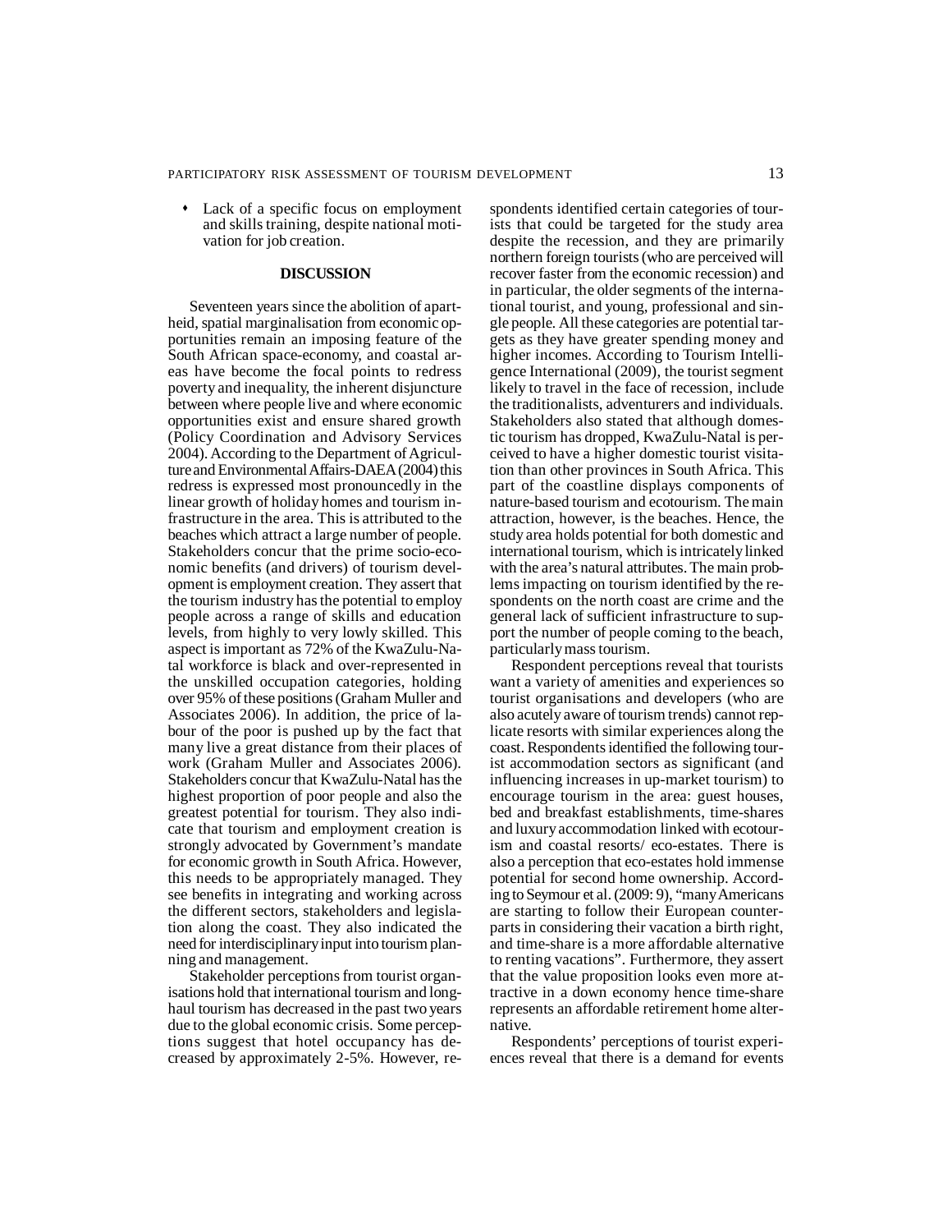- Lack of a specific focus on employment and skills training, despite national motivation for job creation.

## DISCUSSION

Seventeen years since the abolition of apartheid, spatial marginalisation from economic opportunities remain an imposing feature of the South African space-economy, and coastal areas have become the focal points to redress poverty and inequality, the inherent disjuncture between where people live and where economic opportunities exist and ensure shared growth (Policy Coordination and Advisory Services 2004). According to the Department of Agriculture and Environmental Affairs-DAEA (2004) this redress is expressed most pronouncedly in the linear growth of holiday homes and tourism infrastructure in the area. This is attributed to the beaches which attract a large number of people. Stakeholders concur that the prime socio-economic benefits (and drivers) of tourism development is employment creation. They assert that the tourism industry has the potential to employ people across a range of skills and education levels, from highly to very lowly skilled. This aspect is important as 72% of the KwaZulu-Natal workforce is black and over-represented in the unskilled occupation categories, holding over 95% of these positions (Graham Muller and Associates 2006). In addition, the price of labour of the poor is pushed up by the fact that many live a great distance from their places of work (Graham Muller and Associates 2006). Stakeholders concur that KwaZulu-Natal has the highest proportion of poor people and also the greatest potential for tourism. They also indicate that tourism and employment creation is strongly advocated by Government's mandate for economic growth in South Africa. However, this needs to be appropriately managed. They see benefits in integrating and working across the different sectors, stakeholders and legislation along the coast. They also indicated the need for interdisciplinary input into tourism planning and management.

Stakeholder perceptions from tourist organisations hold that international tourism and long-haul tourism has decreased in the past two years due to the global economic crisis. Some perceptions suggest that hotel occupancy has decreased by approximately 2-5%. However, respondents identified certain categories of tourists that could be targeted for the study area despite the recession, and they are primarily northern foreign tourists (who are perceived will recover faster from the economic recession) and in particular, the older segments of the international tourist, and young, professional and single people. All these categories are potential targets as they have greater spending money and higher incomes. According to Tourism Intelligence International (2009), the tourist segment likely to travel in the face of recession, include the traditionalists, adventurers and individuals. Stakeholders also stated that although domestic tourism has dropped, KwaZulu-Natal is perceived to have a higher domestic tourist visitation than other provinces in South Africa. This part of the coastline displays components of nature-based tourism and ecotourism. The main attraction, however, is the beaches. Hence, the study area holds potential for both domestic and international tourism, which is intricately linked with the area's natural attributes. The main problems impacting on tourism identified by the respondents on the north coast are crime and the general lack of sufficient infrastructure to support the number of people coming to the beach, particularly mass tourism.

Respondent perceptions reveal that tourists want a variety of amenities and experiences so tourist organisations and developers (who are also acutely aware of tourism trends) cannot replicate resorts with similar experiences along the coast. Respondents identified the following tourist accommodation sectors as significant (and influencing increases in up-market tourism) to encourage tourism in the area: guest houses, bed and breakfast establishments, time-shares and luxury accommodation linked with ecotourism and coastal resorts/ eco-estates. There is also a perception that eco-estates hold immense potential for second home ownership. According to Seymour et al. (2009: 9), "many Americans are starting to follow their European counterparts in considering their vacation a birth right, and time-share is a more affordable alternative to renting vacations". Furthermore, they assert that the value proposition looks even more attractive in a down economy hence time-share represents an affordable retirement home alternative.

Respondents' perceptions of tourist experiences reveal that there is a demand for events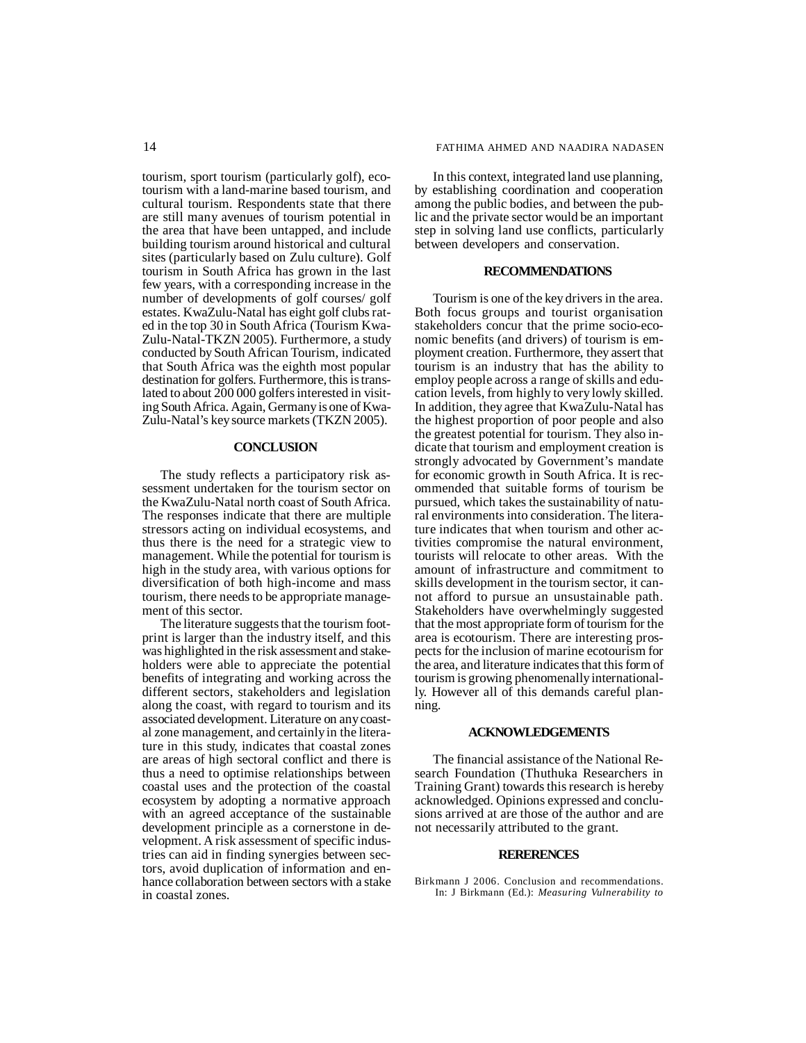tourism, sport tourism (particularly golf), ecotourism with a land-marine based tourism, and cultural tourism. Respondents state that there are still many avenues of tourism potential in the area that have been untapped, and include building tourism around historical and cultural sites (particularly based on Zulu culture). Golf tourism in South Africa has grown in the last few years, with a corresponding increase in the number of developments of golf courses/ golf estates. KwaZulu-Natal has eight golf clubs rated in the top 30 in South Africa (Tourism KwaZulu-Natal-TKZN 2005). Furthermore, a study conducted by South African Tourism, indicated that South Africa was the eighth most popular destination for golfers. Furthermore, this is translated to about 200 000 golfers interested in visiting South Africa. Again, Germany is one of KwaZulu-Natal's key source markets (TKZN 2005).

## CONCLUSION

The study reflects a participatory risk assessment undertaken for the tourism sector on the KwaZulu-Natal north coast of South Africa. The responses indicate that there are multiple stressors acting on individual ecosystems, and thus there is the need for a strategic view to management. While the potential for tourism is high in the study area, with various options for diversification of both high-income and mass tourism, there needs to be appropriate management of this sector.

The literature suggests that the tourism footprint is larger than the industry itself, and this was highlighted in the risk assessment and stakeholders were able to appreciate the potential benefits of integrating and working across the different sectors, stakeholders and legislation along the coast, with regard to tourism and its associated development. Literature on any coastal zone management, and certainly in the literature in this study, indicates that coastal zones are areas of high sectoral conflict and there is thus a need to optimise relationships between coastal uses and the protection of the coastal ecosystem by adopting a normative approach with an agreed acceptance of the sustainable development principle as a cornerstone in development. A risk assessment of specific industries can aid in finding synergies between sectors, avoid duplication of information and enhance collaboration between sectors with a stake in coastal zones.

In this context, integrated land use planning, by establishing coordination and cooperation among the public bodies, and between the public and the private sector would be an important step in solving land use conflicts, particularly between developers and conservation.

## RECOMMENDATIONS

Tourism is one of the key drivers in the area. Both focus groups and tourist organisation stakeholders concur that the prime socio-economic benefits (and drivers) of tourism is employment creation. Furthermore, they assert that tourism is an industry that has the ability to employ people across a range of skills and education levels, from highly to very lowly skilled. In addition, they agree that KwaZulu-Natal has the highest proportion of poor people and also the greatest potential for tourism. They also indicate that tourism and employment creation is strongly advocated by Government's mandate for economic growth in South Africa. It is recommended that suitable forms of tourism be pursued, which takes the sustainability of natural environments into consideration. The literature indicates that when tourism and other activities compromise the natural environment, tourists will relocate to other areas. With the amount of infrastructure and commitment to skills development in the tourism sector, it cannot afford to pursue an unsustainable path. Stakeholders have overwhelmingly suggested that the most appropriate form of tourism for the area is ecotourism. There are interesting prospects for the inclusion of marine ecotourism for the area, and literature indicates that this form of tourism is growing phenomenally internationally. However all of this demands careful planning.

## ACKNOWLEDGEMENTS

The financial assistance of the National Research Foundation (Thuthuka Researchers in Training Grant) towards this research is hereby acknowledged. Opinions expressed and conclusions arrived at are those of the author and are not necessarily attributed to the grant.

## RERERENCES

Birkmann J 2006. Conclusion and recommendations. In: J Birkmann (Ed.): *Measuring Vulnerability to*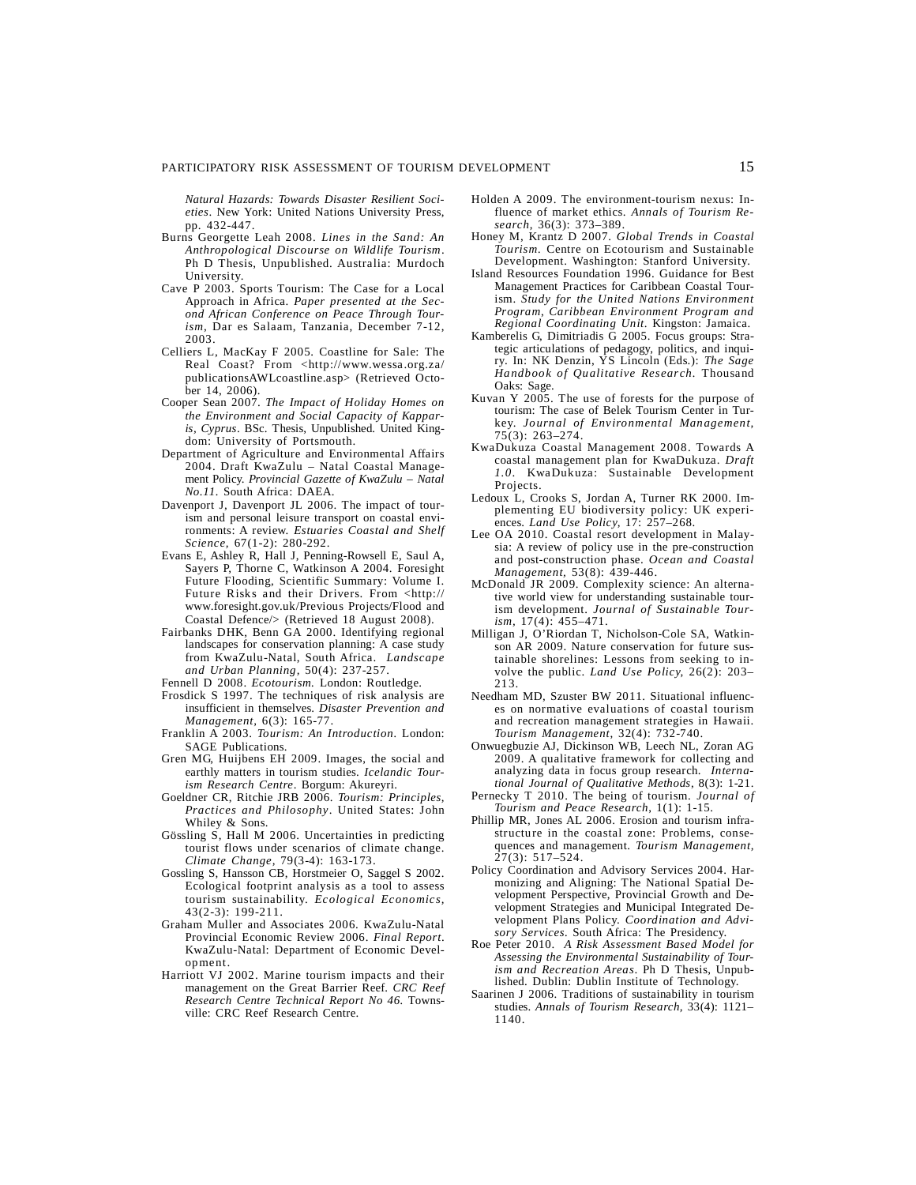*Natural Hazards: Towards Disaster Resilient Societies*. New York: United Nations University Press, pp. 432-447.

Burns Georgette Leah 2008. *Lines in the Sand: An Anthropological Discourse on Wildlife Tourism*. Ph D Thesis, Unpublished. Australia: Murdoch University.

Cave P 2003. Sports Tourism: The Case for a Local Approach in Africa. *Paper presented at the Second African Conference on Peace Through Tourism*, Dar es Salaam, Tanzania, December 7-12, 2003.

Celliers L, MacKay F 2005. Coastline for Sale: The Real Coast? From <http://www.wessa.org.za/publicationsAWLcoastline.asp> (Retrieved October 14, 2006).

Cooper Sean 2007. *The Impact of Holiday Homes on the Environment and Social Capacity of Kapparis, Cyprus*. BSc. Thesis, Unpublished. United Kingdom: University of Portsmouth.

Department of Agriculture and Environmental Affairs 2004. Draft KwaZulu – Natal Coastal Management Policy. *Provincial Gazette of KwaZulu – Natal No.11.* South Africa: DAEA.

Davenport J, Davenport JL 2006. The impact of tourism and personal leisure transport on coastal environments: A review. *Estuaries Coastal and Shelf Science*, 67(1-2): 280-292.

Evans E, Ashley R, Hall J, Penning-Rowsell E, Saul A, Sayers P, Thorne C, Watkinson A 2004. Foresight Future Flooding, Scientific Summary: Volume I. Future Risks and their Drivers. From <http://www.foresight.gov.uk/Previous Projects/Flood and Coastal Defence/> (Retrieved 18 August 2008).

Fairbanks DHK, Benn GA 2000. Identifying regional landscapes for conservation planning: A case study from KwaZulu-Natal, South Africa. *Landscape and Urban Planning*, 50(4): 237-257.

Fennell D 2008. *Ecotourism.* London: Routledge.

Frosdick S 1997. The techniques of risk analysis are insufficient in themselves. *Disaster Prevention and Management*, 6(3): 165-77.

Franklin A 2003. *Tourism: An Introduction*. London: SAGE Publications.

Gren MG, Huijbens EH 2009. Images, the social and earthly matters in tourism studies. *Icelandic Tourism Research Centre*. Borgum: Akureyri.

Goeldner CR, Ritchie JRB 2006. *Tourism: Principles, Practices and Philosophy*. United States: John Whiley & Sons.

Gössling S, Hall M 2006. Uncertainties in predicting tourist flows under scenarios of climate change. *Climate Change*, 79(3-4): 163-173.

Gossling S, Hansson CB, Horstmeier O, Saggel S 2002. Ecological footprint analysis as a tool to assess tourism sustainability. *Ecological Economics*, 43(2-3): 199-211.

Graham Muller and Associates 2006. KwaZulu-Natal Provincial Economic Review 2006. *Final Report*. KwaZulu-Natal: Department of Economic Development.

Harriott VJ 2002. Marine tourism impacts and their management on the Great Barrier Reef. *CRC Reef Research Centre Technical Report No 46.* Townsville: CRC Reef Research Centre.

Holden A 2009. The environment-tourism nexus: Influence of market ethics. *Annals of Tourism Research*, 36(3): 373–389.

Honey M, Krantz D 2007. *Global Trends in Coastal Tourism*. Centre on Ecotourism and Sustainable Development. Washington: Stanford University.

Island Resources Foundation 1996. Guidance for Best Management Practices for Caribbean Coastal Tourism. *Study for the United Nations Environment Program, Caribbean Environment Program and Regional Coordinating Unit.* Kingston: Jamaica.

Kamberelis G, Dimitriadis G 2005. Focus groups: Strategic articulations of pedagogy, politics, and inquiry. In: NK Denzin, YS Lincoln (Eds.): *The Sage Handbook of Qualitative Research*. Thousand Oaks: Sage.

Kuvan Y 2005. The use of forests for the purpose of tourism: The case of Belek Tourism Center in Turkey. *Journal of Environmental Management*, 75(3): 263–274.

KwaDukuza Coastal Management 2008. Towards A coastal management plan for KwaDukuza. *Draft 1.0*. KwaDukuza: Sustainable Development Projects.

Ledoux L, Crooks S, Jordan A, Turner RK 2000. Implementing EU biodiversity policy: UK experiences. *Land Use Policy*, 17: 257–268.

Lee OA 2010. Coastal resort development in Malaysia: A review of policy use in the pre-construction and post-construction phase. *Ocean and Coastal Management*, 53(8): 439-446.

McDonald JR 2009. Complexity science: An alternative world view for understanding sustainable tourism development. *Journal of Sustainable Tourism*, 17(4): 455–471.

Milligan J, O'Riordan T, Nicholson-Cole SA, Watkinson AR 2009. Nature conservation for future sustainable shorelines: Lessons from seeking to involve the public. *Land Use Policy*, 26(2): 203–213.

Needham MD, Szuster BW 2011. Situational influences on normative evaluations of coastal tourism and recreation management strategies in Hawaii. *Tourism Management*, 32(4): 732-740.

Onwuegbuzie AJ, Dickinson WB, Leech NL, Zoran AG 2009. A qualitative framework for collecting and analyzing data in focus group research. *International Journal of Qualitative Methods*, 8(3): 1-21.

Pernecky T 2010. The being of tourism. *Journal of Tourism and Peace Research*, 1(1): 1-15.

Phillip MR, Jones AL 2006. Erosion and tourism infrastructure in the coastal zone: Problems, consequences and management. *Tourism Management*, 27(3): 517–524.

Policy Coordination and Advisory Services 2004. Harmonizing and Aligning: The National Spatial Development Perspective, Provincial Growth and Development Strategies and Municipal Integrated Development Plans Policy. *Coordination and Advisory Services.* South Africa: The Presidency.

Roe Peter 2010. *A Risk Assessment Based Model for Assessing the Environmental Sustainability of Tourism and Recreation Areas*. Ph D Thesis, Unpublished. Dublin: Dublin Institute of Technology.

Saarinen J 2006. Traditions of sustainability in tourism studies. *Annals of Tourism Research*, 33(4): 1121–1140.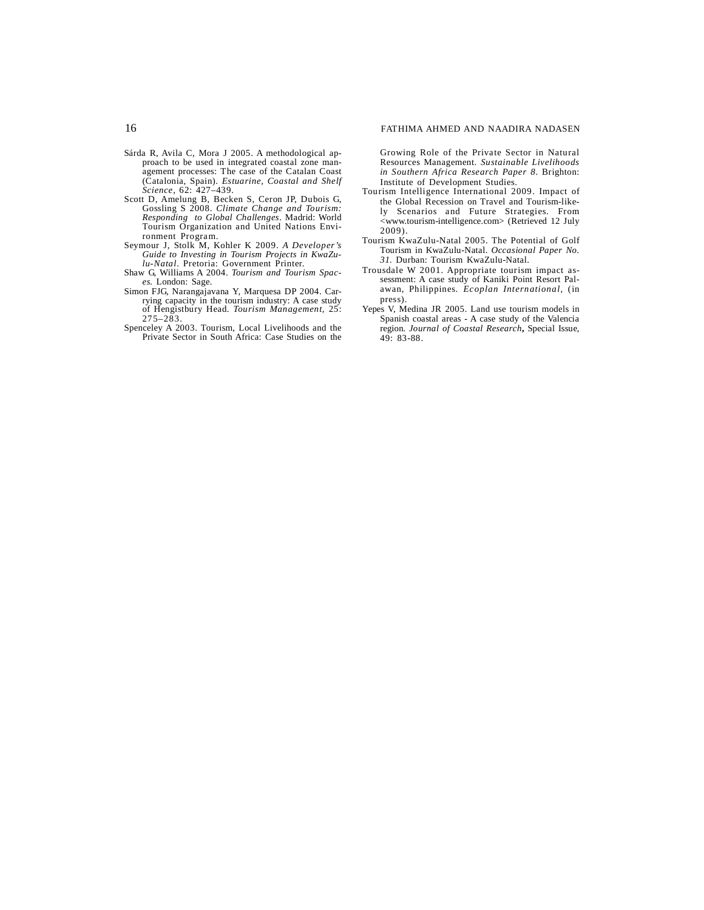Sárda R, Avila C, Mora J 2005. A methodological approach to be used in integrated coastal zone management processes: The case of the Catalan Coast (Catalonia, Spain). *Estuarine, Coastal and Shelf Science*, 62: 427–439.

Scott D, Amelung B, Becken S, Ceron JP, Dubois G, Gossling S 2008. *Climate Change and Tourism: Responding to Global Challenges*. Madrid: World Tourism Organization and United Nations Environment Program.

Seymour J, Stolk M, Kohler K 2009. *A Developer's Guide to Investing in Tourism Projects in KwaZulu-Natal*. Pretoria: Government Printer.

Shaw G, Williams A 2004. *Tourism and Tourism Spaces.* London: Sage.

Simon FJG, Narangajavana Y, Marquesa DP 2004. Carrying capacity in the tourism industry: A case study of Hengistbury Head. *Tourism Management,* 25: 275–283.

Spenceley A 2003. Tourism, Local Livelihoods and the Private Sector in South Africa: Case Studies on the Growing Role of the Private Sector in Natural Resources Management. *Sustainable Livelihoods in Southern Africa Research Paper 8*. Brighton: Institute of Development Studies.

Tourism Intelligence International 2009. Impact of the Global Recession on Travel and Tourism-likely Scenarios and Future Strategies. From <www.tourism-intelligence.com> (Retrieved 12 July 2009).

Tourism KwaZulu-Natal 2005. The Potential of Golf Tourism in KwaZulu-Natal. *Occasional Paper No. 31.* Durban: Tourism KwaZulu-Natal.

Trousdale W 2001. Appropriate tourism impact assessment: A case study of Kaniki Point Resort Palawan, Philippines. *Ecoplan International*, (in press).

Yepes V, Medina JR 2005. Land use tourism models in Spanish coastal areas - A case study of the Valencia region. *Journal of Coastal Research***,** Special Issue, 49: 83-88.